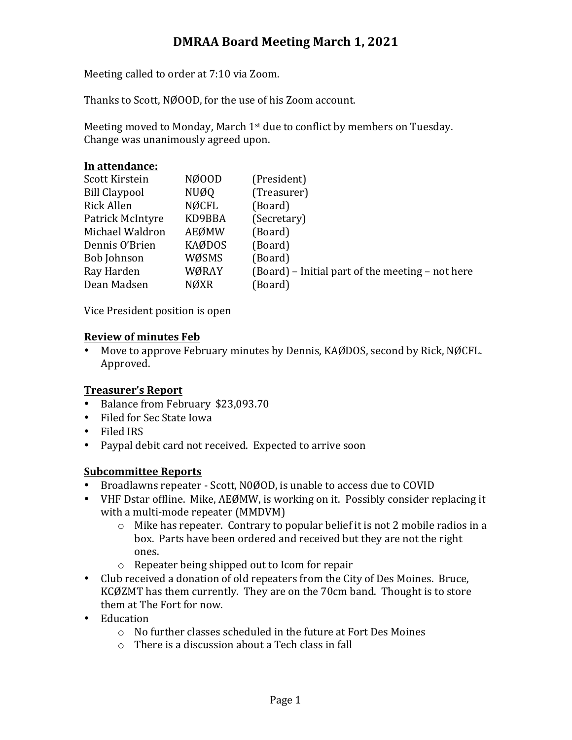# DMRAA Board Meeting March 1, 2021

Meeting called to order at 7:10 via Zoom.

Thanks to Scott, NØOOD, for the use of his Zoom account.

Meeting moved to Monday, March 1st due to conflict by members on Tuesday. Change was unanimously agreed upon.

**In attendance:**

| | | |
|---|---|---|
| Scott Kirstein | NØOOD | (President) |
| Bill Claypool | NUØQ | (Treasurer) |
| Rick Allen | NØCFL | (Board) |
| Patrick McIntyre | KD9BBA | (Secretary) |
| Michael Waldron | AEØMW | (Board) |
| Dennis O'Brien | KAØDOS | (Board) |
| Bob Johnson | WØSMS | (Board) |
| Ray Harden | WØRAY | (Board) – Initial part of the meeting – not here |
| Dean Madsen | NØXR | (Board) |

Vice President position is open

**Review of minutes Feb**

- Move to approve February minutes by Dennis, KAØDOS, second by Rick, NØCFL. Approved.

**Treasurer's Report**

- Balance from February $23,093.70
- Filed for Sec State Iowa
- Filed IRS
- Paypal debit card not received. Expected to arrive soon

**Subcommittee Reports**

- Broadlawns repeater - Scott, N0ØOD, is unable to access due to COVID
- VHF Dstar offline. Mike, AEØMW, is working on it. Possibly consider replacing it with a multi-mode repeater (MMDVM)
  - Mike has repeater. Contrary to popular belief it is not 2 mobile radios in a box. Parts have been ordered and received but they are not the right ones.
  - Repeater being shipped out to Icom for repair
- Club received a donation of old repeaters from the City of Des Moines. Bruce, KCØZMT has them currently. They are on the 70cm band. Thought is to store them at The Fort for now.
- Education
  - No further classes scheduled in the future at Fort Des Moines
  - There is a discussion about a Tech class in fall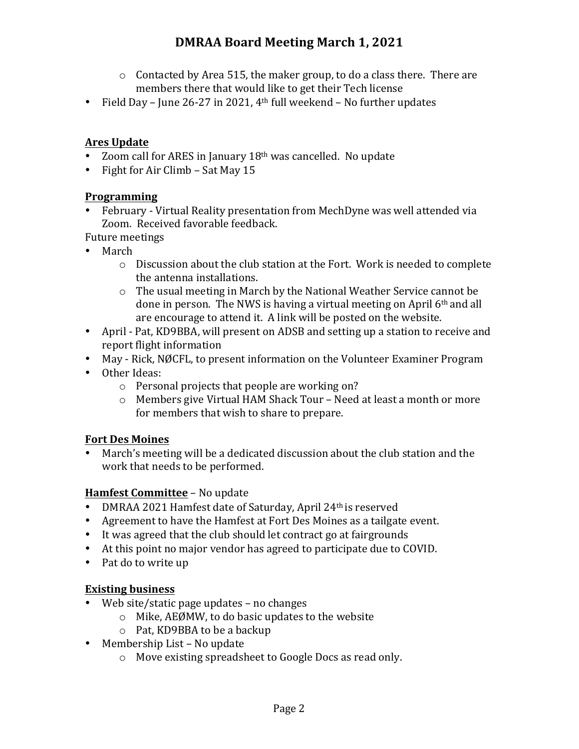- Contacted by Area 515, the maker group, to do a class there. There are members there that would like to get their Tech license
- Field Day – June 26-27 in 2021, 4th full weekend – No further updates

**Ares Update**

- Zoom call for ARES in January 18th was cancelled. No update
- Fight for Air Climb – Sat May 15

**Programming**

- February - Virtual Reality presentation from MechDyne was well attended via Zoom. Received favorable feedback.

Future meetings

- March
    - Discussion about the club station at the Fort. Work is needed to complete the antenna installations.
    - The usual meeting in March by the National Weather Service cannot be done in person. The NWS is having a virtual meeting on April 6th and all are encourage to attend it. A link will be posted on the website.
- April - Pat, KD9BBA, will present on ADSB and setting up a station to receive and report flight information
- May - Rick, NØCFL, to present information on the Volunteer Examiner Program
- Other Ideas:
    - Personal projects that people are working on?
    - Members give Virtual HAM Shack Tour – Need at least a month or more for members that wish to share to prepare.

**Fort Des Moines**

- March's meeting will be a dedicated discussion about the club station and the work that needs to be performed.

**Hamfest Committee** – No update

- DMRAA 2021 Hamfest date of Saturday, April 24th is reserved
- Agreement to have the Hamfest at Fort Des Moines as a tailgate event.
- It was agreed that the club should let contract go at fairgrounds
- At this point no major vendor has agreed to participate due to COVID.
- Pat do to write up

**Existing business**

- Web site/static page updates – no changes
    - Mike, AEØMW, to do basic updates to the website
    - Pat, KD9BBA to be a backup
- Membership List – No update
    - Move existing spreadsheet to Google Docs as read only.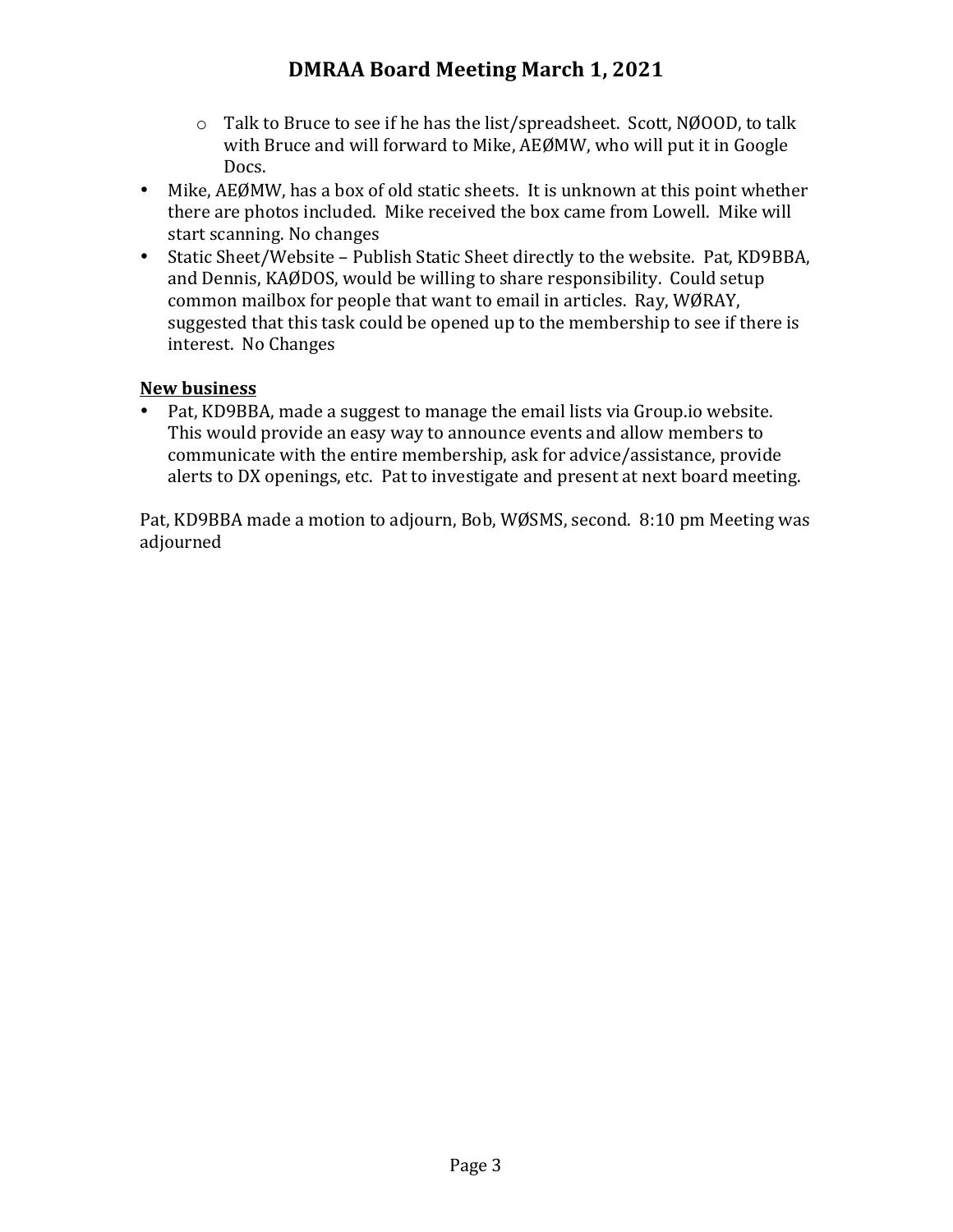- Talk to Bruce to see if he has the list/spreadsheet. Scott, NØOOD, to talk with Bruce and will forward to Mike, AEØMW, who will put it in Google Docs.

- Mike, AEØMW, has a box of old static sheets. It is unknown at this point whether there are photos included. Mike received the box came from Lowell. Mike will start scanning. No changes
- Static Sheet/Website – Publish Static Sheet directly to the website. Pat, KD9BBA, and Dennis, KAØDOS, would be willing to share responsibility. Could setup common mailbox for people that want to email in articles. Ray, WØRAY, suggested that this task could be opened up to the membership to see if there is interest. No Changes

**New business**

- Pat, KD9BBA, made a suggest to manage the email lists via Group.io website. This would provide an easy way to announce events and allow members to communicate with the entire membership, ask for advice/assistance, provide alerts to DX openings, etc. Pat to investigate and present at next board meeting.

Pat, KD9BBA made a motion to adjourn, Bob, WØSMS, second. 8:10 pm Meeting was adjourned